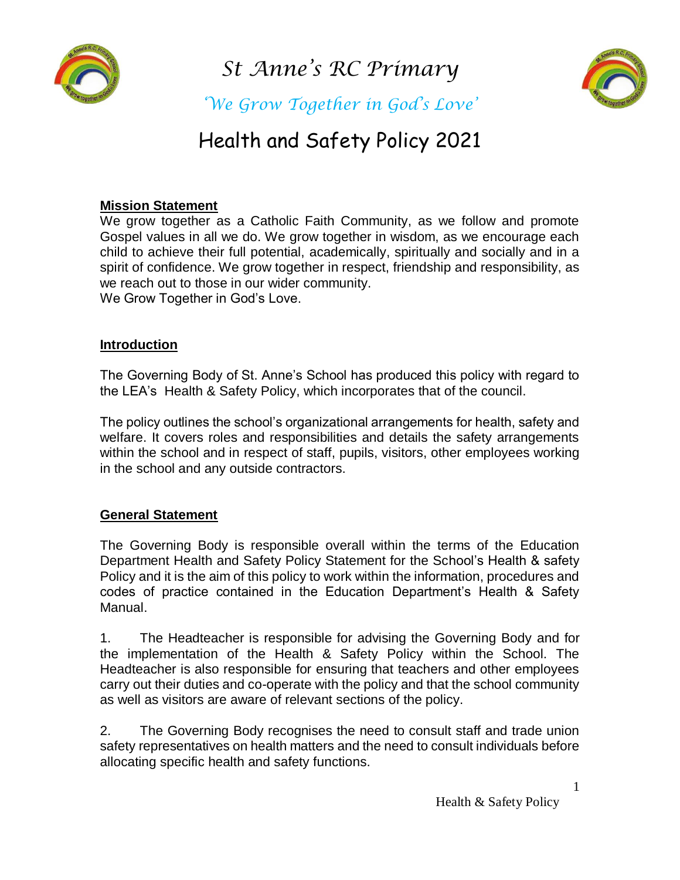# St Anne's RC Primary

*'We Grow Together in God's Love'*

# Health and Safety Policy 2021

## Mission Statement

We grow together as a Catholic Faith Community, as we follow and promote Gospel values in all we do. We grow together in wisdom, as we encourage each child to achieve their full potential, academically, spiritually and socially and in a spirit of confidence. We grow together in respect, friendship and responsibility, as we reach out to those in our wider community.
We Grow Together in God's Love.

## Introduction

The Governing Body of St. Anne's School has produced this policy with regard to the LEA's Health & Safety Policy, which incorporates that of the council.

The policy outlines the school's organizational arrangements for health, safety and welfare. It covers roles and responsibilities and details the safety arrangements within the school and in respect of staff, pupils, visitors, other employees working in the school and any outside contractors.

## General Statement

The Governing Body is responsible overall within the terms of the Education Department Health and Safety Policy Statement for the School's Health & safety Policy and it is the aim of this policy to work within the information, procedures and codes of practice contained in the Education Department's Health & Safety Manual.

1. The Headteacher is responsible for advising the Governing Body and for the implementation of the Health & Safety Policy within the School. The Headteacher is also responsible for ensuring that teachers and other employees carry out their duties and co-operate with the policy and that the school community as well as visitors are aware of relevant sections of the policy.

2. The Governing Body recognises the need to consult staff and trade union safety representatives on health matters and the need to consult individuals before allocating specific health and safety functions.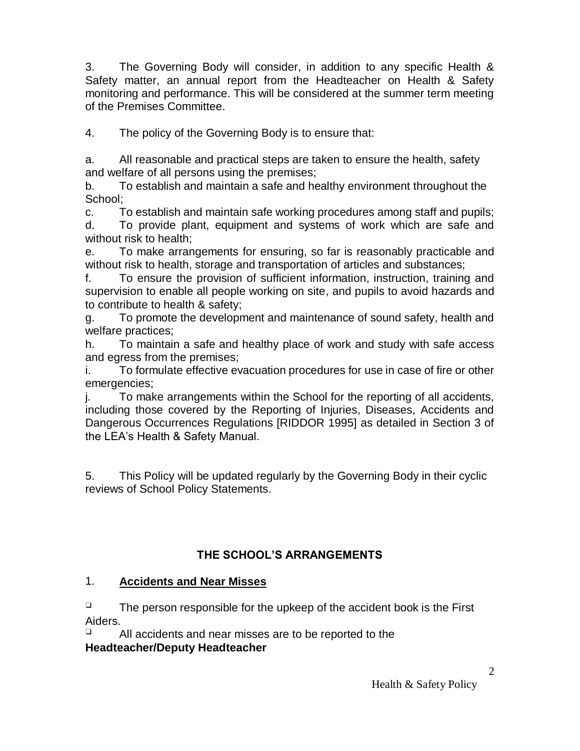3. The Governing Body will consider, in addition to any specific Health & Safety matter, an annual report from the Headteacher on Health & Safety monitoring and performance. This will be considered at the summer term meeting of the Premises Committee.

4. The policy of the Governing Body is to ensure that:

a. All reasonable and practical steps are taken to ensure the health, safety and welfare of all persons using the premises;
b. To establish and maintain a safe and healthy environment throughout the School;
c. To establish and maintain safe working procedures among staff and pupils;
d. To provide plant, equipment and systems of work which are safe and without risk to health;
e. To make arrangements for ensuring, so far is reasonably practicable and without risk to health, storage and transportation of articles and substances;
f. To ensure the provision of sufficient information, instruction, training and supervision to enable all people working on site, and pupils to avoid hazards and to contribute to health & safety;
g. To promote the development and maintenance of sound safety, health and welfare practices;
h. To maintain a safe and healthy place of work and study with safe access and egress from the premises;
i. To formulate effective evacuation procedures for use in case of fire or other emergencies;
j. To make arrangements within the School for the reporting of all accidents, including those covered by the Reporting of Injuries, Diseases, Accidents and Dangerous Occurrences Regulations [RIDDOR 1995] as detailed in Section 3 of the LEA's Health & Safety Manual.

5. This Policy will be updated regularly by the Governing Body in their cyclic reviews of School Policy Statements.

## THE SCHOOL'S ARRANGEMENTS

### 1. Accidents and Near Misses

- The person responsible for the upkeep of the accident book is the First Aiders.
- All accidents and near misses are to be reported to the **Headteacher/Deputy Headteacher**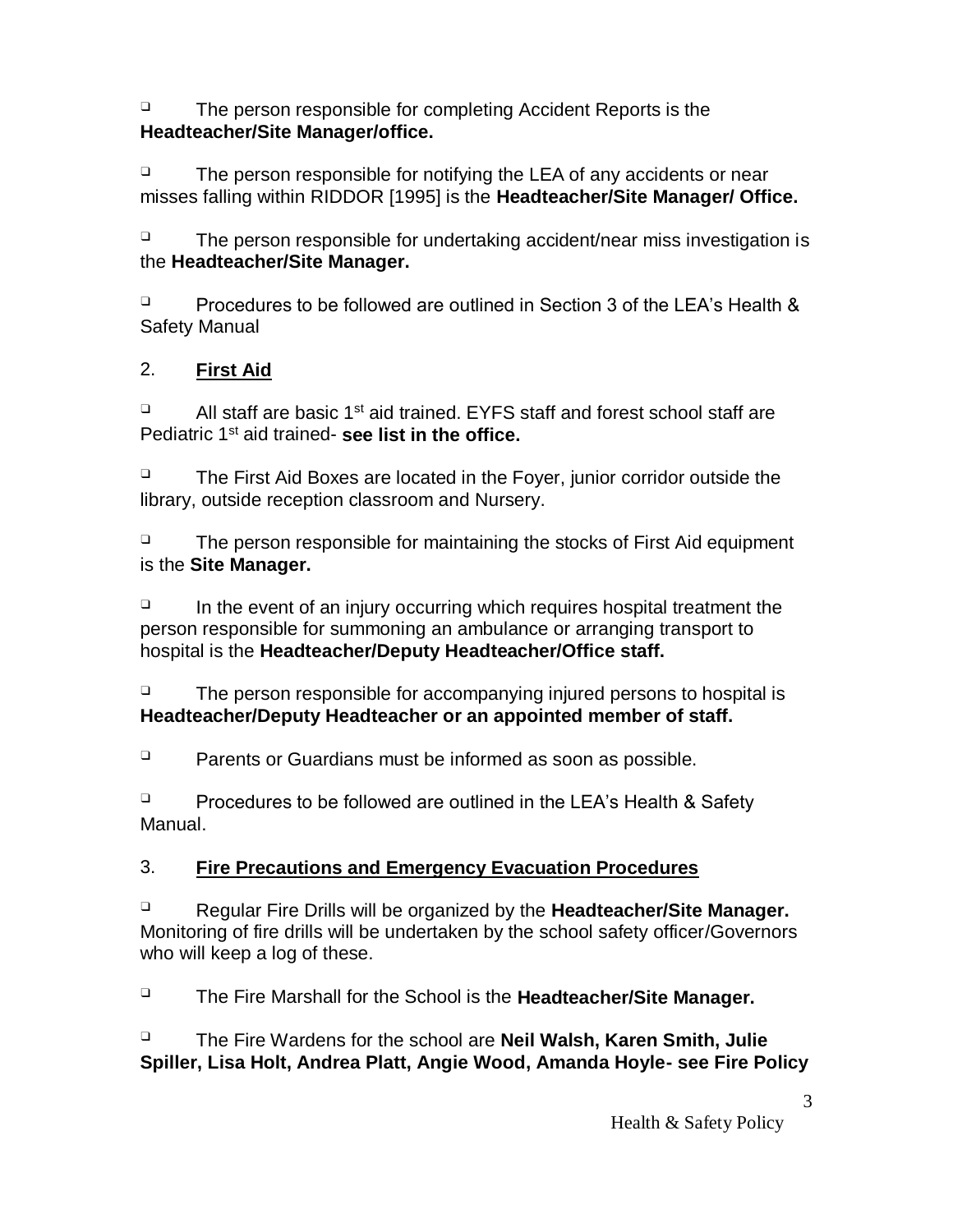- The person responsible for completing Accident Reports is the **Headteacher/Site Manager/office.**

- The person responsible for notifying the LEA of any accidents or near misses falling within RIDDOR [1995] is the **Headteacher/Site Manager/ Office.**

- The person responsible for undertaking accident/near miss investigation is the **Headteacher/Site Manager.**

- Procedures to be followed are outlined in Section 3 of the LEA's Health & Safety Manual

## 2. First Aid

- All staff are basic 1st aid trained. EYFS staff and forest school staff are Pediatric 1st aid trained- **see list in the office.**

- The First Aid Boxes are located in the Foyer, junior corridor outside the library, outside reception classroom and Nursery.

- The person responsible for maintaining the stocks of First Aid equipment is the **Site Manager.**

- In the event of an injury occurring which requires hospital treatment the person responsible for summoning an ambulance or arranging transport to hospital is the **Headteacher/Deputy Headteacher/Office staff.**

- The person responsible for accompanying injured persons to hospital is **Headteacher/Deputy Headteacher or an appointed member of staff.**

- Parents or Guardians must be informed as soon as possible.

- Procedures to be followed are outlined in the LEA's Health & Safety Manual.

## 3. Fire Precautions and Emergency Evacuation Procedures

- Regular Fire Drills will be organized by the **Headteacher/Site Manager.** Monitoring of fire drills will be undertaken by the school safety officer/Governors who will keep a log of these.

- The Fire Marshall for the School is the **Headteacher/Site Manager.**

- The Fire Wardens for the school are **Neil Walsh, Karen Smith, Julie Spiller, Lisa Holt, Andrea Platt, Angie Wood, Amanda Hoyle- see Fire Policy**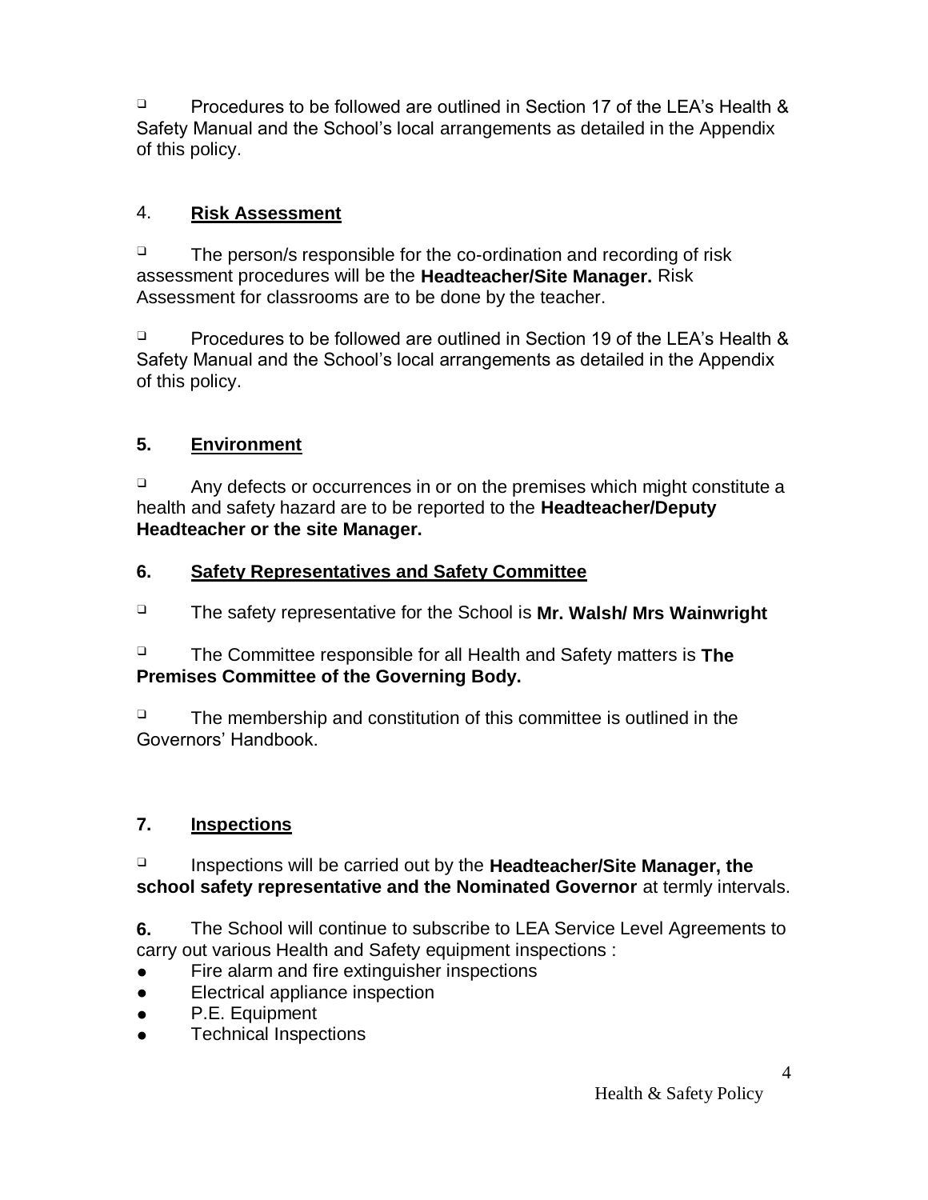- Procedures to be followed are outlined in Section 17 of the LEA's Health & Safety Manual and the School's local arrangements as detailed in the Appendix of this policy.

## 4. **Risk Assessment**

- The person/s responsible for the co-ordination and recording of risk assessment procedures will be the **Headteacher/Site Manager.** Risk Assessment for classrooms are to be done by the teacher.

- Procedures to be followed are outlined in Section 19 of the LEA's Health & Safety Manual and the School's local arrangements as detailed in the Appendix of this policy.

## 5. **Environment**

- Any defects or occurrences in or on the premises which might constitute a health and safety hazard are to be reported to the **Headteacher/Deputy Headteacher or the site Manager.**

## 6. **Safety Representatives and Safety Committee**

- The safety representative for the School is **Mr. Walsh/ Mrs Wainwright**

- The Committee responsible for all Health and Safety matters is **The Premises Committee of the Governing Body.**

- The membership and constitution of this committee is outlined in the Governors' Handbook.

## 7. **Inspections**

- Inspections will be carried out by the **Headteacher/Site Manager, the school safety representative and the Nominated Governor** at termly intervals.

**6.** The School will continue to subscribe to LEA Service Level Agreements to carry out various Health and Safety equipment inspections :

- Fire alarm and fire extinguisher inspections
- Electrical appliance inspection
- P.E. Equipment
- Technical Inspections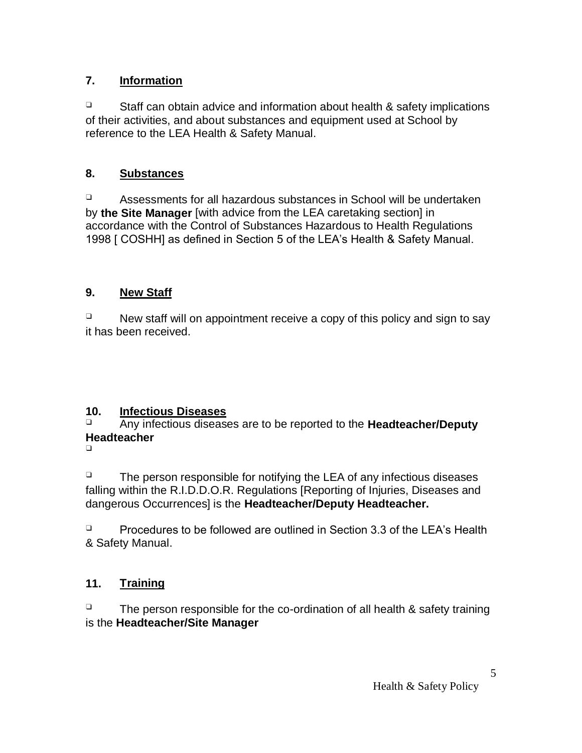## 7. Information

- Staff can obtain advice and information about health & safety implications of their activities, and about substances and equipment used at School by reference to the LEA Health & Safety Manual.

## 8. Substances

- Assessments for all hazardous substances in School will be undertaken by **the Site Manager** [with advice from the LEA caretaking section] in accordance with the Control of Substances Hazardous to Health Regulations 1998 [ COSHH] as defined in Section 5 of the LEA's Health & Safety Manual.

## 9. New Staff

- New staff will on appointment receive a copy of this policy and sign to say it has been received.

## 10. Infectious Diseases

- Any infectious diseases are to be reported to the **Headteacher/Deputy Headteacher**
-
- The person responsible for notifying the LEA of any infectious diseases falling within the R.I.D.D.O.R. Regulations [Reporting of Injuries, Diseases and dangerous Occurrences] is the **Headteacher/Deputy Headteacher.**
- Procedures to be followed are outlined in Section 3.3 of the LEA's Health & Safety Manual.

## 11. Training

- The person responsible for the co-ordination of all health & safety training is the **Headteacher/Site Manager**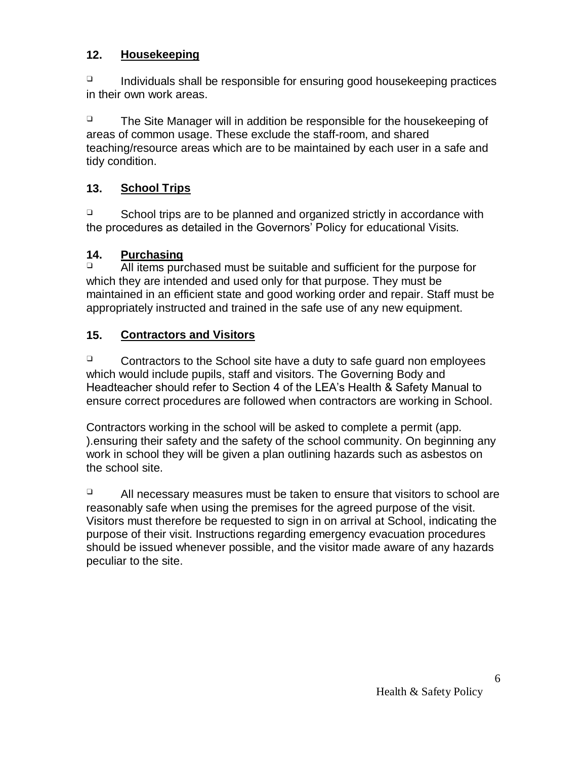## 12. Housekeeping

- Individuals shall be responsible for ensuring good housekeeping practices in their own work areas.

- The Site Manager will in addition be responsible for the housekeeping of areas of common usage. These exclude the staff-room, and shared teaching/resource areas which are to be maintained by each user in a safe and tidy condition.

## 13. School Trips

- School trips are to be planned and organized strictly in accordance with the procedures as detailed in the Governors' Policy for educational Visits.

## 14. Purchasing

- All items purchased must be suitable and sufficient for the purpose for which they are intended and used only for that purpose. They must be maintained in an efficient state and good working order and repair. Staff must be appropriately instructed and trained in the safe use of any new equipment.

## 15. Contractors and Visitors

- Contractors to the School site have a duty to safe guard non employees which would include pupils, staff and visitors. The Governing Body and Headteacher should refer to Section 4 of the LEA's Health & Safety Manual to ensure correct procedures are followed when contractors are working in School.

Contractors working in the school will be asked to complete a permit (app. ).ensuring their safety and the safety of the school community. On beginning any work in school they will be given a plan outlining hazards such as asbestos on the school site.

- All necessary measures must be taken to ensure that visitors to school are reasonably safe when using the premises for the agreed purpose of the visit. Visitors must therefore be requested to sign in on arrival at School, indicating the purpose of their visit. Instructions regarding emergency evacuation procedures should be issued whenever possible, and the visitor made aware of any hazards peculiar to the site.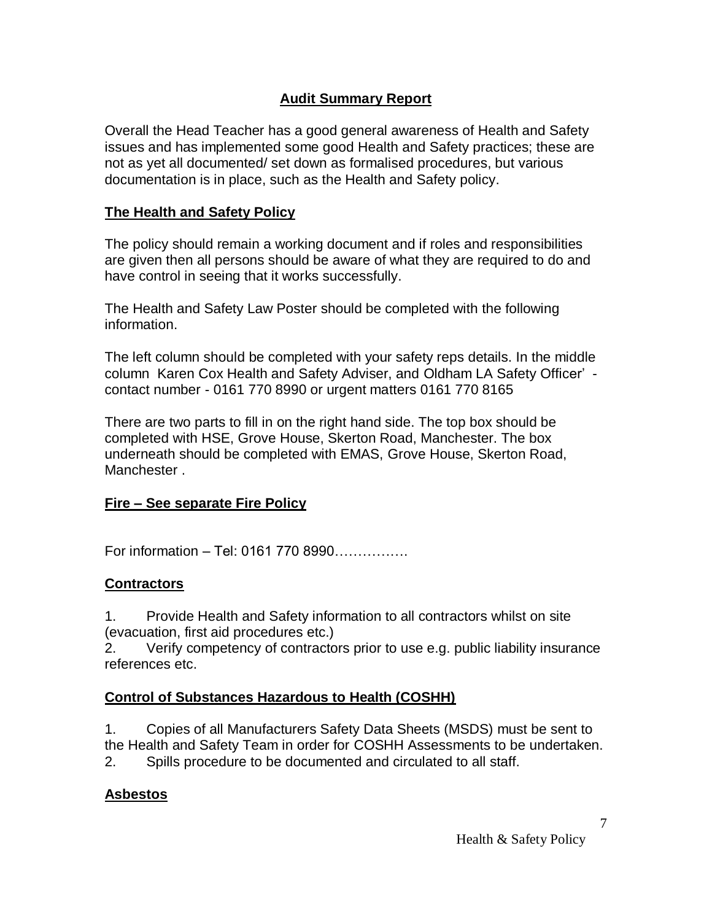## Audit Summary Report

Overall the Head Teacher has a good general awareness of Health and Safety issues and has implemented some good Health and Safety practices; these are not as yet all documented/ set down as formalised procedures, but various documentation is in place, such as the Health and Safety policy.

### The Health and Safety Policy

The policy should remain a working document and if roles and responsibilities are given then all persons should be aware of what they are required to do and have control in seeing that it works successfully.

The Health and Safety Law Poster should be completed with the following information.

The left column should be completed with your safety reps details. In the middle column Karen Cox Health and Safety Adviser, and Oldham LA Safety Officer' - contact number - 0161 770 8990 or urgent matters 0161 770 8165

There are two parts to fill in on the right hand side. The top box should be completed with HSE, Grove House, Skerton Road, Manchester. The box underneath should be completed with EMAS, Grove House, Skerton Road, Manchester .

### Fire – See separate Fire Policy

For information – Tel: 0161 770 8990…………….

### Contractors

1. Provide Health and Safety information to all contractors whilst on site (evacuation, first aid procedures etc.)
2. Verify competency of contractors prior to use e.g. public liability insurance references etc.

### Control of Substances Hazardous to Health (COSHH)

1. Copies of all Manufacturers Safety Data Sheets (MSDS) must be sent to the Health and Safety Team in order for COSHH Assessments to be undertaken.
2. Spills procedure to be documented and circulated to all staff.

### Asbestos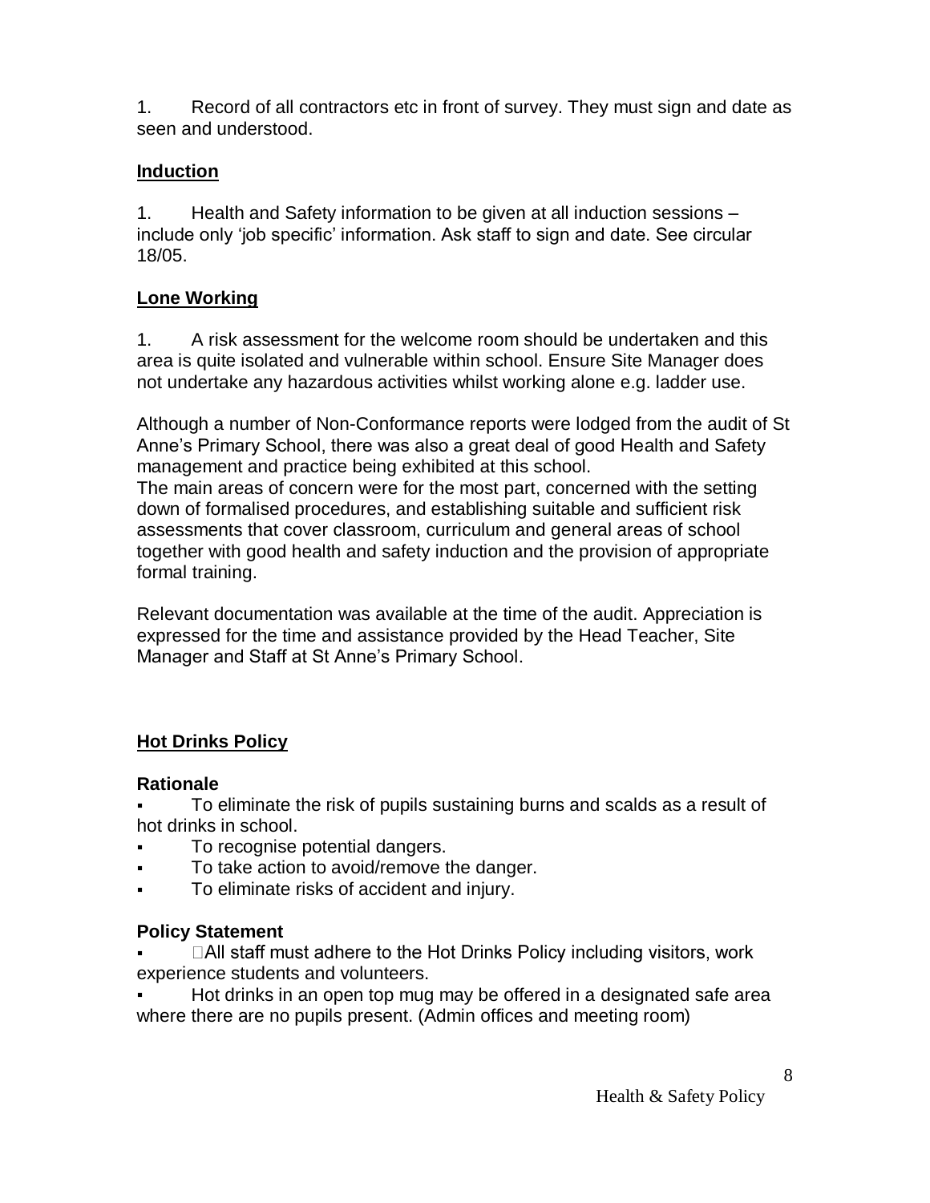1. Record of all contractors etc in front of survey. They must sign and date as seen and understood.

## Induction

1. Health and Safety information to be given at all induction sessions – include only 'job specific' information. Ask staff to sign and date. See circular 18/05.

## Lone Working

1. A risk assessment for the welcome room should be undertaken and this area is quite isolated and vulnerable within school. Ensure Site Manager does not undertake any hazardous activities whilst working alone e.g. ladder use.

Although a number of Non-Conformance reports were lodged from the audit of St Anne's Primary School, there was also a great deal of good Health and Safety management and practice being exhibited at this school.
The main areas of concern were for the most part, concerned with the setting down of formalised procedures, and establishing suitable and sufficient risk assessments that cover classroom, curriculum and general areas of school together with good health and safety induction and the provision of appropriate formal training.

Relevant documentation was available at the time of the audit. Appreciation is expressed for the time and assistance provided by the Head Teacher, Site Manager and Staff at St Anne's Primary School.

## Hot Drinks Policy

### Rationale

- To eliminate the risk of pupils sustaining burns and scalds as a result of hot drinks in school.
- To recognise potential dangers.
- To take action to avoid/remove the danger.
- To eliminate risks of accident and injury.

### Policy Statement

- All staff must adhere to the Hot Drinks Policy including visitors, work experience students and volunteers.
- Hot drinks in an open top mug may be offered in a designated safe area where there are no pupils present. (Admin offices and meeting room)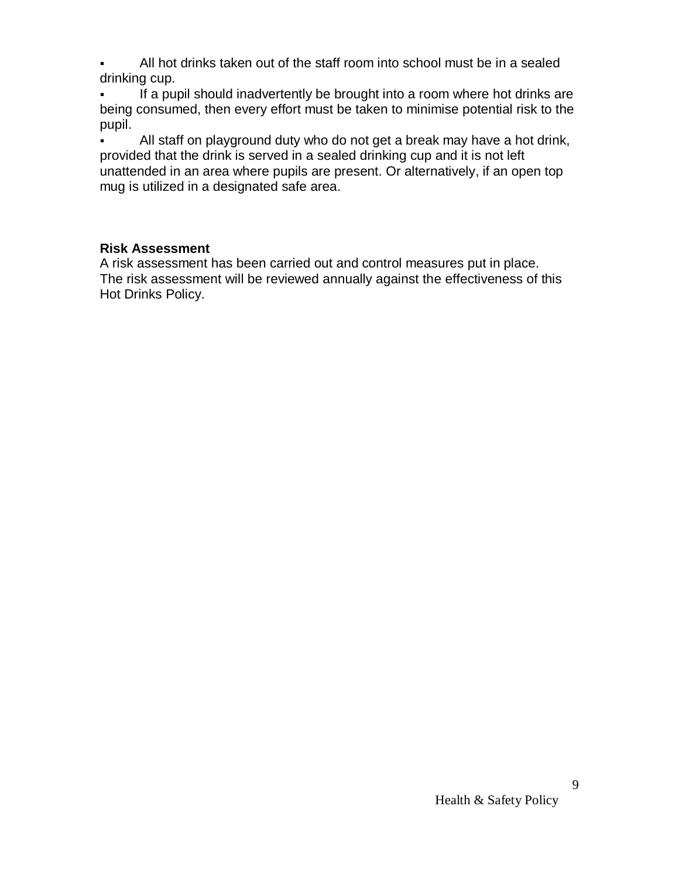- All hot drinks taken out of the staff room into school must be in a sealed drinking cup.
- If a pupil should inadvertently be brought into a room where hot drinks are being consumed, then every effort must be taken to minimise potential risk to the pupil.
- All staff on playground duty who do not get a break may have a hot drink, provided that the drink is served in a sealed drinking cup and it is not left unattended in an area where pupils are present. Or alternatively, if an open top mug is utilized in a designated safe area.

**Risk Assessment**

A risk assessment has been carried out and control measures put in place. The risk assessment will be reviewed annually against the effectiveness of this Hot Drinks Policy.